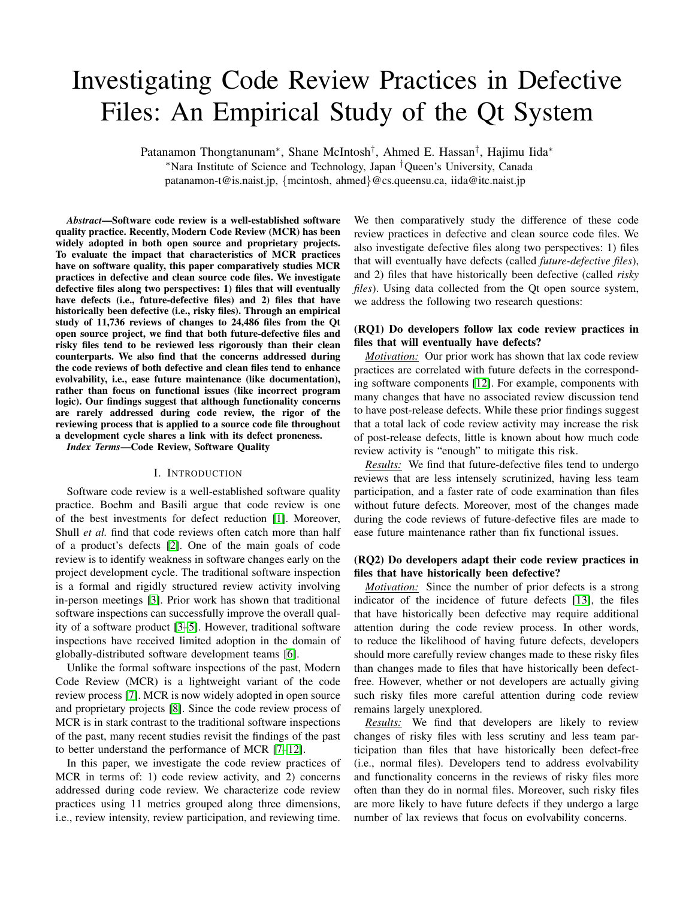# Investigating Code Review Practices in Defective Files: An Empirical Study of the Qt System

Patanamon Thongtanunam[*], Shane McIntosh[†], Ahmed E. Hassan[†], Hajimu Iida[*]

[*]Nara Institute of Science and Technology, Japan [†]Queen's University, Canada

patanamon-t@is.naist.jp, {mcintosh, ahmed}@cs.queensu.ca, iida@itc.naist.jp

***Abstract*—Software code review is a well-established software quality practice. Recently, Modern Code Review (MCR) has been widely adopted in both open source and proprietary projects. To evaluate the impact that characteristics of MCR practices have on software quality, this paper comparatively studies MCR practices in defective and clean source code files. We investigate defective files along two perspectives: 1) files that will eventually have defects (i.e., future-defective files) and 2) files that have historically been defective (i.e., risky files). Through an empirical study of 11,736 reviews of changes to 24,486 files from the Qt open source project, we find that both future-defective files and risky files tend to be reviewed less rigorously than their clean counterparts. We also find that the concerns addressed during the code reviews of both defective and clean files tend to enhance evolvability, i.e., ease future maintenance (like documentation), rather than focus on functional issues (like incorrect program logic). Our findings suggest that although functionality concerns are rarely addressed during code review, the rigor of the reviewing process that is applied to a source code file throughout a development cycle shares a link with its defect proneness.**

***Index Terms*—Code Review, Software Quality**

## I. Introduction

Software code review is a well-established software quality practice. Boehm and Basili argue that code review is one of the best investments for defect reduction [1]. Moreover, Shull *et al.* find that code reviews often catch more than half of a product's defects [2]. One of the main goals of code review is to identify weakness in software changes early on the project development cycle. The traditional software inspection is a formal and rigidly structured review activity involving in-person meetings [3]. Prior work has shown that traditional software inspections can successfully improve the overall quality of a software product [3–5]. However, traditional software inspections have received limited adoption in the domain of globally-distributed software development teams [6].

Unlike the formal software inspections of the past, Modern Code Review (MCR) is a lightweight variant of the code review process [7]. MCR is now widely adopted in open source and proprietary projects [8]. Since the code review process of MCR is in stark contrast to the traditional software inspections of the past, many recent studies revisit the findings of the past to better understand the performance of MCR [7–12].

In this paper, we investigate the code review practices of MCR in terms of: 1) code review activity, and 2) concerns addressed during code review. We characterize code review practices using 11 metrics grouped along three dimensions, i.e., review intensity, review participation, and reviewing time. We then comparatively study the difference of these code review practices in defective and clean source code files. We also investigate defective files along two perspectives: 1) files that will eventually have defects (called *future-defective files*), and 2) files that have historically been defective (called *risky files*). Using data collected from the Qt open source system, we address the following two research questions:

**(RQ1) Do developers follow lax code review practices in files that will eventually have defects?**

*Motivation:* Our prior work has shown that lax code review practices are correlated with future defects in the corresponding software components [12]. For example, components with many changes that have no associated review discussion tend to have post-release defects. While these prior findings suggest that a total lack of code review activity may increase the risk of post-release defects, little is known about how much code review activity is "enough" to mitigate this risk.

*Results:* We find that future-defective files tend to undergo reviews that are less intensely scrutinized, having less team participation, and a faster rate of code examination than files without future defects. Moreover, most of the changes made during the code reviews of future-defective files are made to ease future maintenance rather than fix functional issues.

**(RQ2) Do developers adapt their code review practices in files that have historically been defective?**

*Motivation:* Since the number of prior defects is a strong indicator of the incidence of future defects [13], the files that have historically been defective may require additional attention during the code review process. In other words, to reduce the likelihood of having future defects, developers should more carefully review changes made to these risky files than changes made to files that have historically been defect-free. However, whether or not developers are actually giving such risky files more careful attention during code review remains largely unexplored.

*Results:* We find that developers are likely to review changes of risky files with less scrutiny and less team participation than files that have historically been defect-free (i.e., normal files). Developers tend to address evolvability and functionality concerns in the reviews of risky files more often than they do in normal files. Moreover, such risky files are more likely to have future defects if they undergo a large number of lax reviews that focus on evolvability concerns.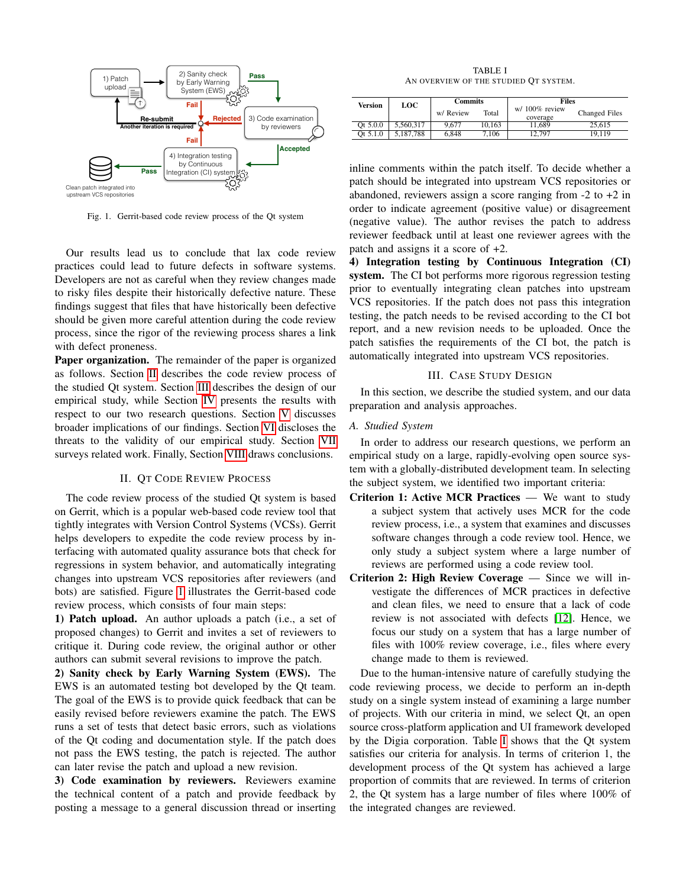Fig. 1. Gerrit-based code review process of the Qt system

Our results lead us to conclude that lax code review practices could lead to future defects in software systems. Developers are not as careful when they review changes made to risky files despite their historically defective nature. These findings suggest that files that have historically been defective should be given more careful attention during the code review process, since the rigor of the reviewing process shares a link with defect proneness.

**Paper organization.** The remainder of the paper is organized as follows. Section II describes the code review process of the studied Qt system. Section III describes the design of our empirical study, while Section IV presents the results with respect to our two research questions. Section V discusses broader implications of our findings. Section VI discloses the threats to the validity of our empirical study. Section VII surveys related work. Finally, Section VIII draws conclusions.

## II. Qt Code Review Process

The code review process of the studied Qt system is based on Gerrit, which is a popular web-based code review tool that tightly integrates with Version Control Systems (VCSs). Gerrit helps developers to expedite the code review process by interfacing with automated quality assurance bots that check for regressions in system behavior, and automatically integrating changes into upstream VCS repositories after reviewers (and bots) are satisfied. Figure 1 illustrates the Gerrit-based code review process, which consists of four main steps:

**1) Patch upload.** An author uploads a patch (i.e., a set of proposed changes) to Gerrit and invites a set of reviewers to critique it. During code review, the original author or other authors can submit several revisions to improve the patch.

**2) Sanity check by Early Warning System (EWS).** The EWS is an automated testing bot developed by the Qt team. The goal of the EWS is to provide quick feedback that can be easily revised before reviewers examine the patch. The EWS runs a set of tests that detect basic errors, such as violations of the Qt coding and documentation style. If the patch does not pass the EWS testing, the patch is rejected. The author can later revise the patch and upload a new revision.

**3) Code examination by reviewers.** Reviewers examine the technical content of a patch and provide feedback by posting a message to a general discussion thread or inserting inline comments within the patch itself. To decide whether a patch should be integrated into upstream VCS repositories or abandoned, reviewers assign a score ranging from -2 to +2 in order to indicate agreement (positive value) or disagreement (negative value). The author revises the patch to address reviewer feedback until at least one reviewer agrees with the patch and assigns it a score of +2.

**4) Integration testing by Continuous Integration (CI) system.** The CI bot performs more rigorous regression testing prior to eventually integrating clean patches into upstream VCS repositories. If the patch does not pass this integration testing, the patch needs to be revised according to the CI bot report, and a new revision needs to be uploaded. Once the patch satisfies the requirements of the CI bot, the patch is automatically integrated into upstream VCS repositories.

TABLE I
An overview of the studied Qt system.

| Version | LOC | Commits | | Files | |
|---|---|---|---|---|---|
| | | w/ Review | Total | w/ 100% review coverage | Changed Files |
| Qt 5.0.0 | 5,560,317 | 9,677 | 10,163 | 11,689 | 25,615 |
| Qt 5.1.0 | 5,187,788 | 6,848 | 7,106 | 12,797 | 19,119 |

## III. Case Study Design

In this section, we describe the studied system, and our data preparation and analysis approaches.

### A. Studied System

In order to address our research questions, we perform an empirical study on a large, rapidly-evolving open source system with a globally-distributed development team. In selecting the subject system, we identified two important criteria:

**Criterion 1: Active MCR Practices** — We want to study a subject system that actively uses MCR for the code review process, i.e., a system that examines and discusses software changes through a code review tool. Hence, we only study a subject system where a large number of reviews are performed using a code review tool.

**Criterion 2: High Review Coverage** — Since we will investigate the differences of MCR practices in defective and clean files, we need to ensure that a lack of code review is not associated with defects [12]. Hence, we focus our study on a system that has a large number of files with 100% review coverage, i.e., files where every change made to them is reviewed.

Due to the human-intensive nature of carefully studying the code reviewing process, we decide to perform an in-depth study on a single system instead of examining a large number of projects. With our criteria in mind, we select Qt, an open source cross-platform application and UI framework developed by the Digia corporation. Table I shows that the Qt system satisfies our criteria for analysis. In terms of criterion 1, the development process of the Qt system has achieved a large proportion of commits that are reviewed. In terms of criterion 2, the Qt system has a large number of files where 100% of the integrated changes are reviewed.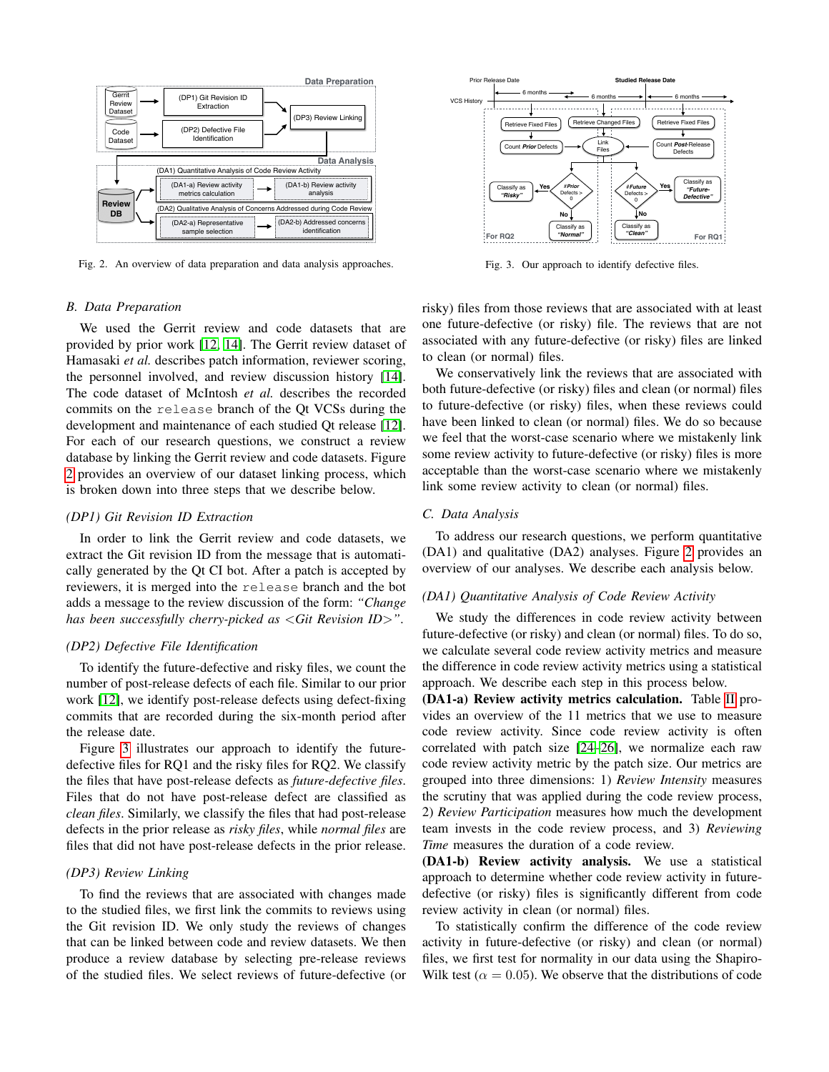Fig. 2. An overview of data preparation and data analysis approaches.

Fig. 3. Our approach to identify defective files.

### B. Data Preparation

We used the Gerrit review and code datasets that are provided by prior work [12, 14]. The Gerrit review dataset of Hamasaki *et al.* describes patch information, reviewer scoring, the personnel involved, and review discussion history [14]. The code dataset of McIntosh *et al.* describes the recorded commits on the `release` branch of the Qt VCSs during the development and maintenance of each studied Qt release [12]. For each of our research questions, we construct a review database by linking the Gerrit review and code datasets. Figure 2 provides an overview of our dataset linking process, which is broken down into three steps that we describe below.

#### *(DP1) Git Revision ID Extraction*

In order to link the Gerrit review and code datasets, we extract the Git revision ID from the message that is automatically generated by the Qt CI bot. After a patch is accepted by reviewers, it is merged into the `release` branch and the bot adds a message to the review discussion of the form: *"Change has been successfully cherry-picked as <Git Revision ID>"*.

#### *(DP2) Defective File Identification*

To identify the future-defective and risky files, we count the number of post-release defects of each file. Similar to our prior work [12], we identify post-release defects using defect-fixing commits that are recorded during the six-month period after the release date.

Figure 3 illustrates our approach to identify the future-defective files for RQ1 and the risky files for RQ2. We classify the files that have post-release defects as *future-defective files*. Files that do not have post-release defect are classified as *clean files*. Similarly, we classify the files that had post-release defects in the prior release as *risky files*, while *normal files* are files that did not have post-release defects in the prior release.

#### *(DP3) Review Linking*

To find the reviews that are associated with changes made to the studied files, we first link the commits to reviews using the Git revision ID. We only study the reviews of changes that can be linked between code and review datasets. We then produce a review database by selecting pre-release reviews of the studied files. We select reviews of future-defective (or risky) files from those reviews that are associated with at least one future-defective (or risky) file. The reviews that are not associated with any future-defective (or risky) files are linked to clean (or normal) files.

We conservatively link the reviews that are associated with both future-defective (or risky) files and clean (or normal) files to future-defective (or risky) files, when these reviews could have been linked to clean (or normal) files. We do so because we feel that the worst-case scenario where we mistakenly link some review activity to future-defective (or risky) files is more acceptable than the worst-case scenario where we mistakenly link some review activity to clean (or normal) files.

### C. Data Analysis

To address our research questions, we perform quantitative (DA1) and qualitative (DA2) analyses. Figure 2 provides an overview of our analyses. We describe each analysis below.

#### *(DA1) Quantitative Analysis of Code Review Activity*

We study the differences in code review activity between future-defective (or risky) and clean (or normal) files. To do so, we calculate several code review activity metrics and measure the difference in code review activity metrics using a statistical approach. We describe each step in this process below.

**(DA1-a) Review activity metrics calculation.** Table II provides an overview of the 11 metrics that we use to measure code review activity. Since code review activity is often correlated with patch size [24–26], we normalize each raw code review activity metric by the patch size. Our metrics are grouped into three dimensions: 1) *Review Intensity* measures the scrutiny that was applied during the code review process, 2) *Review Participation* measures how much the development team invests in the code review process, and 3) *Reviewing Time* measures the duration of a code review.

**(DA1-b) Review activity analysis.** We use a statistical approach to determine whether code review activity in future-defective (or risky) files is significantly different from code review activity in clean (or normal) files.

To statistically confirm the difference of the code review activity in future-defective (or risky) and clean (or normal) files, we first test for normality in our data using the Shapiro-Wilk test ($\alpha = 0.05$). We observe that the distributions of code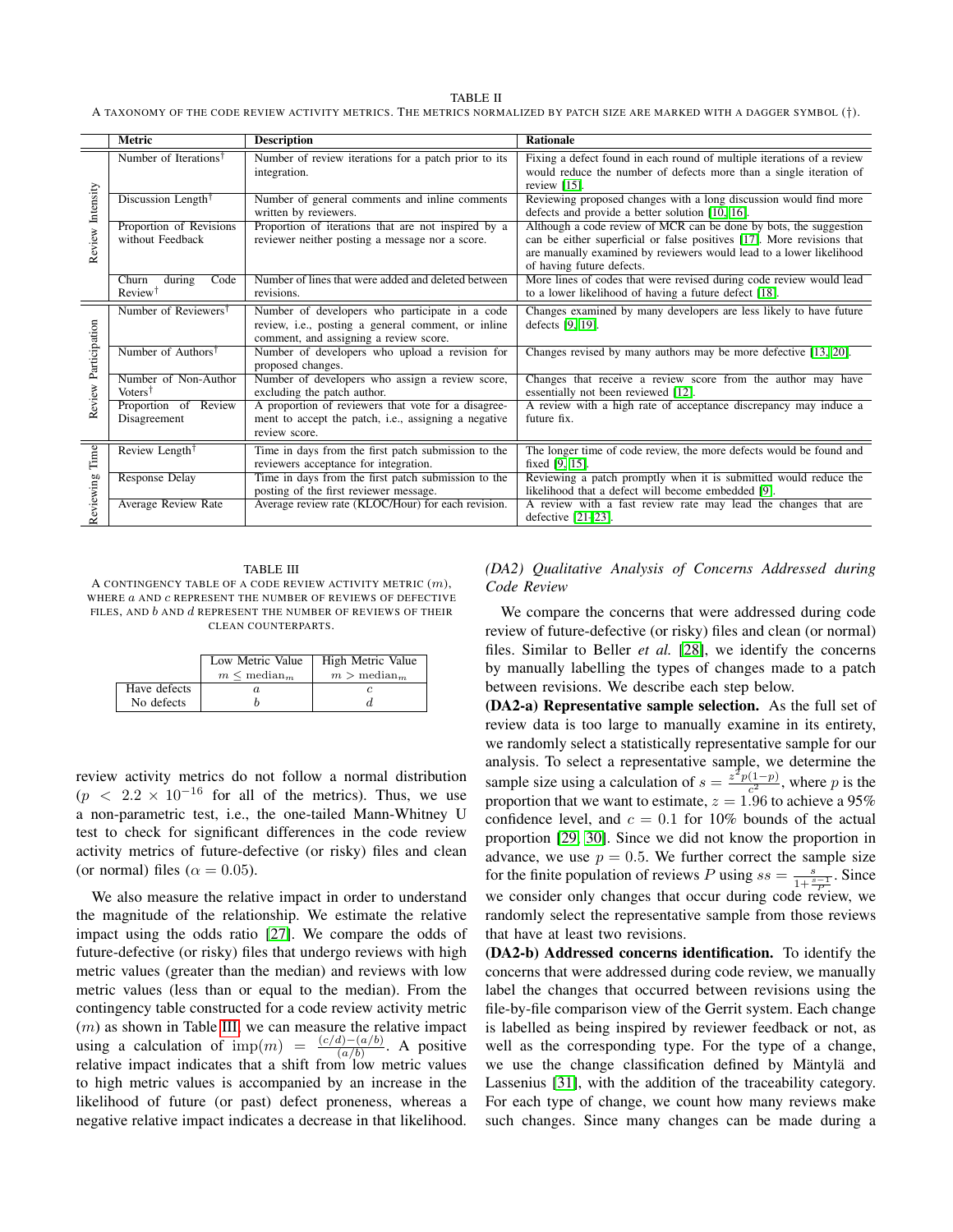TABLE II
A TAXONOMY OF THE CODE REVIEW ACTIVITY METRICS. THE METRICS NORMALIZED BY PATCH SIZE ARE MARKED WITH A DAGGER SYMBOL (†).

| | Metric | Description | Rationale |
|---|---|---|---|
| Review Intensity | Number of Iterations† | Number of review iterations for a patch prior to its integration. | Fixing a defect found in each round of multiple iterations of a review would reduce the number of defects more than a single iteration of review [15]. |
| | Discussion Length† | Number of general comments and inline comments written by reviewers. | Reviewing proposed changes with a long discussion would find more defects and provide a better solution [10, 16]. |
| | Proportion of Revisions without Feedback | Proportion of iterations that are not inspired by a reviewer neither posting a message nor a score. | Although a code review of MCR can be done by bots, the suggestion can be either superficial or false positives [17]. More revisions that are manually examined by reviewers would lead to a lower likelihood of having future defects. |
| | Churn during Code Review† | Number of lines that were added and deleted between revisions. | More lines of codes that were revised during code review would lead to a lower likelihood of having a future defect [18]. |
| Review Participation | Number of Reviewers† | Number of developers who participate in a code review, i.e., posting a general comment, or inline comment, and assigning a review score. | Changes examined by many developers are less likely to have future defects [9, 19]. |
| | Number of Authors† | Number of developers who upload a revision for proposed changes. | Changes revised by many authors may be more defective [13, 20]. |
| | Number of Non-Author Voters† | Number of developers who assign a review score, excluding the patch author. | Changes that receive a review score from the author may have essentially not been reviewed [12]. |
| | Proportion of Review Disagreement | A proportion of reviewers that vote for a disagreement to accept the patch, i.e., assigning a negative review score. | A review with a high rate of acceptance discrepancy may induce a future fix. |
| Reviewing Time | Review Length† | Time in days from the first patch submission to the reviewers acceptance for integration. | The longer time of code review, the more defects would be found and fixed [9, 15]. |
| | Response Delay | Time in days from the first patch submission to the posting of the first reviewer message. | Reviewing a patch promptly when it is submitted would reduce the likelihood that a defect will become embedded [9]. |
| | Average Review Rate | Average review rate (KLOC/Hour) for each revision. | A review with a fast review rate may lead the changes that are defective [21–23]. |

TABLE III
A CONTINGENCY TABLE OF A CODE REVIEW ACTIVITY METRIC ($m$), WHERE $a$ AND $c$ REPRESENT THE NUMBER OF REVIEWS OF DEFECTIVE FILES, AND $b$ AND $d$ REPRESENT THE NUMBER OF REVIEWS OF THEIR CLEAN COUNTERPARTS.

| | Low Metric Value $m \leq \text{median}_m$ | High Metric Value $m > \text{median}_m$ |
|---|---|---|
| Have defects | $a$ | $c$ |
| No defects | $b$ | $d$ |

review activity metrics do not follow a normal distribution ($p < 2.2 \times 10^{-16}$ for all of the metrics). Thus, we use a non-parametric test, i.e., the one-tailed Mann-Whitney U test to check for significant differences in the code review activity metrics of future-defective (or risky) files and clean (or normal) files ($\alpha = 0.05$).

We also measure the relative impact in order to understand the magnitude of the relationship. We estimate the relative impact using the odds ratio [27]. We compare the odds of future-defective (or risky) files that undergo reviews with high metric values (greater than the median) and reviews with low metric values (less than or equal to the median). From the contingency table constructed for a code review activity metric ($m$) as shown in Table III, we can measure the relative impact using a calculation of $\text{imp}(m) = \frac{(c/d)-(a/b)}{(a/b)}$. A positive relative impact indicates that a shift from low metric values to high metric values is accompanied by an increase in the likelihood of future (or past) defect proneness, whereas a negative relative impact indicates a decrease in that likelihood.

*(DA2) Qualitative Analysis of Concerns Addressed during Code Review*

We compare the concerns that were addressed during code review of future-defective (or risky) files and clean (or normal) files. Similar to Beller *et al.* [28], we identify the concerns by manually labelling the types of changes made to a patch between revisions. We describe each step below.

**(DA2-a) Representative sample selection.** As the full set of review data is too large to manually examine in its entirety, we randomly select a statistically representative sample for our analysis. To select a representative sample, we determine the sample size using a calculation of $s = \frac{z^2 p(1-p)}{c^2}$, where $p$ is the proportion that we want to estimate, $z = 1.96$ to achieve a 95% confidence level, and $c = 0.1$ for 10% bounds of the actual proportion [29, 30]. Since we did not know the proportion in advance, we use $p = 0.5$. We further correct the sample size for the finite population of reviews $P$ using $ss = \frac{s}{1+\frac{s-1}{P}}$. Since we consider only changes that occur during code review, we randomly select the representative sample from those reviews that have at least two revisions.

**(DA2-b) Addressed concerns identification.** To identify the concerns that were addressed during code review, we manually label the changes that occurred between revisions using the file-by-file comparison view of the Gerrit system. Each change is labelled as being inspired by reviewer feedback or not, as well as the corresponding type. For the type of a change, we use the change classification defined by Mäntylä and Lassenius [31], with the addition of the traceability category. For each type of change, we count how many reviews make such changes. Since many changes can be made during a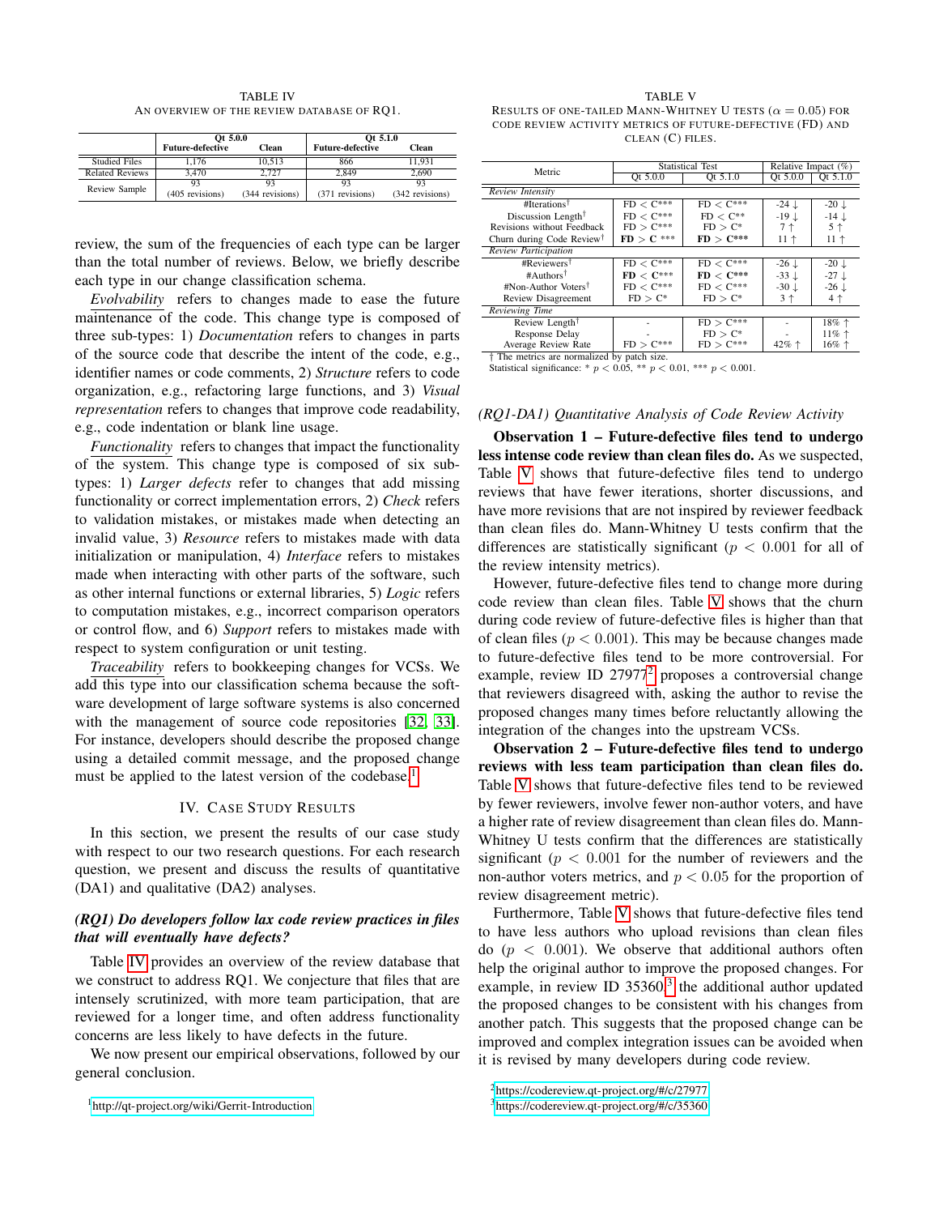TABLE IV
AN OVERVIEW OF THE REVIEW DATABASE OF RQ1.

| | Qt 5.0.0 | | Qt 5.1.0 | |
|---|---|---|---|---|
| | Future-defective | Clean | Future-defective | Clean |
| Studied Files | 1,176 | 10,513 | 866 | 11,931 |
| Related Reviews | 3,470 | 2,727 | 2,849 | 2,690 |
| Review Sample | 93 (405 revisions) | 93 (344 revisions) | 93 (371 revisions) | 93 (342 revisions) |

review, the sum of the frequencies of each type can be larger than the total number of reviews. Below, we briefly describe each type in our change classification schema.

*Evolvability* refers to changes made to ease the future maintenance of the code. This change type is composed of three sub-types: 1) *Documentation* refers to changes in parts of the source code that describe the intent of the code, e.g., identifier names or code comments, 2) *Structure* refers to code organization, e.g., refactoring large functions, and 3) *Visual representation* refers to changes that improve code readability, e.g., code indentation or blank line usage.

*Functionality* refers to changes that impact the functionality of the system. This change type is composed of six sub-types: 1) *Larger defects* refer to changes that add missing functionality or correct implementation errors, 2) *Check* refers to validation mistakes, or mistakes made when detecting an invalid value, 3) *Resource* refers to mistakes made with data initialization or manipulation, 4) *Interface* refers to mistakes made when interacting with other parts of the software, such as other internal functions or external libraries, 5) *Logic* refers to computation mistakes, e.g., incorrect comparison operators or control flow, and 6) *Support* refers to mistakes made with respect to system configuration or unit testing.

*Traceability* refers to bookkeeping changes for VCSs. We add this type into our classification schema because the software development of large software systems is also concerned with the management of source code repositories [32], [33]. For instance, developers should describe the proposed change using a detailed commit message, and the proposed change must be applied to the latest version of the codebase.[1]

## IV. CASE STUDY RESULTS

In this section, we present the results of our case study with respect to our two research questions. For each research question, we present and discuss the results of quantitative (DA1) and qualitative (DA2) analyses.

### *(RQ1) Do developers follow lax code review practices in files that will eventually have defects?*

Table IV provides an overview of the review database that we construct to address RQ1. We conjecture that files that are intensely scrutinized, with more team participation, that are reviewed for a longer time, and often address functionality concerns are less likely to have defects in the future.

We now present our empirical observations, followed by our general conclusion.

[1] http://qt-project.org/wiki/Gerrit-Introduction

TABLE V
RESULTS OF ONE-TAILED MANN-WHITNEY U TESTS ($\alpha = 0.05$) FOR CODE REVIEW ACTIVITY METRICS OF FUTURE-DEFECTIVE (FD) AND CLEAN (C) FILES.

| Metric | Statistical Test | | Relative Impact (%) | |
|---|---|---|---|---|
| | Qt 5.0.0 | Qt 5.1.0 | Qt 5.0.0 | Qt 5.1.0 |
| *Review Intensity* | | | | |
| #Iterations† | FD < C*** | FD < C*** | -24 ↓ | -20 ↓ |
| Discussion Length† | FD < C*** | FD < C** | -19 ↓ | -14 ↓ |
| Revisions without Feedback | FD > C*** | FD > C* | 7 ↑ | 5 ↑ |
| Churn during Code Review† | **FD > C** *** | **FD > C*** ** | 11 ↑ | 11 ↑ |
| *Review Participation* | | | | |
| #Reviewers† | FD < C*** | FD < C*** | -26 ↓ | -20 ↓ |
| #Authors† | **FD < C*** ** | **FD < C*** ** | -33 ↓ | -27 ↓ |
| #Non-Author Voters† | FD < C*** | FD < C*** | -30 ↓ | -26 ↓ |
| Review Disagreement | FD > C* | FD > C* | 3 ↑ | 4 ↑ |
| *Reviewing Time* | | | | |
| Review Length† | - | FD > C*** | - | 18% ↑ |
| Response Delay | - | FD > C* | - | 11% ↑ |
| Average Review Rate | FD > C*** | FD > C*** | 42% ↑ | 16% ↑ |

† The metrics are normalized by patch size.
Statistical significance: * $p < 0.05$, ** $p < 0.01$, *** $p < 0.001$.

#### *(RQ1-DA1) Quantitative Analysis of Code Review Activity*

**Observation 1 – Future-defective files tend to undergo less intense code review than clean files do.** As we suspected, Table V shows that future-defective files tend to undergo reviews that have fewer iterations, shorter discussions, and have more revisions that are not inspired by reviewer feedback than clean files do. Mann-Whitney U tests confirm that the differences are statistically significant ($p < 0.001$ for all of the review intensity metrics).

However, future-defective files tend to change more during code review than clean files. Table V shows that the churn during code review of future-defective files is higher than that of clean files ($p < 0.001$). This may be because changes made to future-defective files tend to be more controversial. For example, review ID 27977[2] proposes a controversial change that reviewers disagreed with, asking the author to revise the proposed changes many times before reluctantly allowing the integration of the changes into the upstream VCSs.

**Observation 2 – Future-defective files tend to undergo reviews with less team participation than clean files do.** Table V shows that future-defective files tend to be reviewed by fewer reviewers, involve fewer non-author voters, and have a higher rate of review disagreement than clean files do. Mann-Whitney U tests confirm that the differences are statistically significant ($p < 0.001$ for the number of reviewers and the non-author voters metrics, and $p < 0.05$ for the proportion of review disagreement metric).

Furthermore, Table V shows that future-defective files tend to have less authors who upload revisions than clean files do ($p < 0.001$). We observe that additional authors often help the original author to improve the proposed changes. For example, in review ID 35360,[3] the additional author updated the proposed changes to be consistent with his changes from another patch. This suggests that the proposed change can be improved and complex integration issues can be avoided when it is revised by many developers during code review.

[2] https://codereview.qt-project.org/#/c/27977

[3] https://codereview.qt-project.org/#/c/35360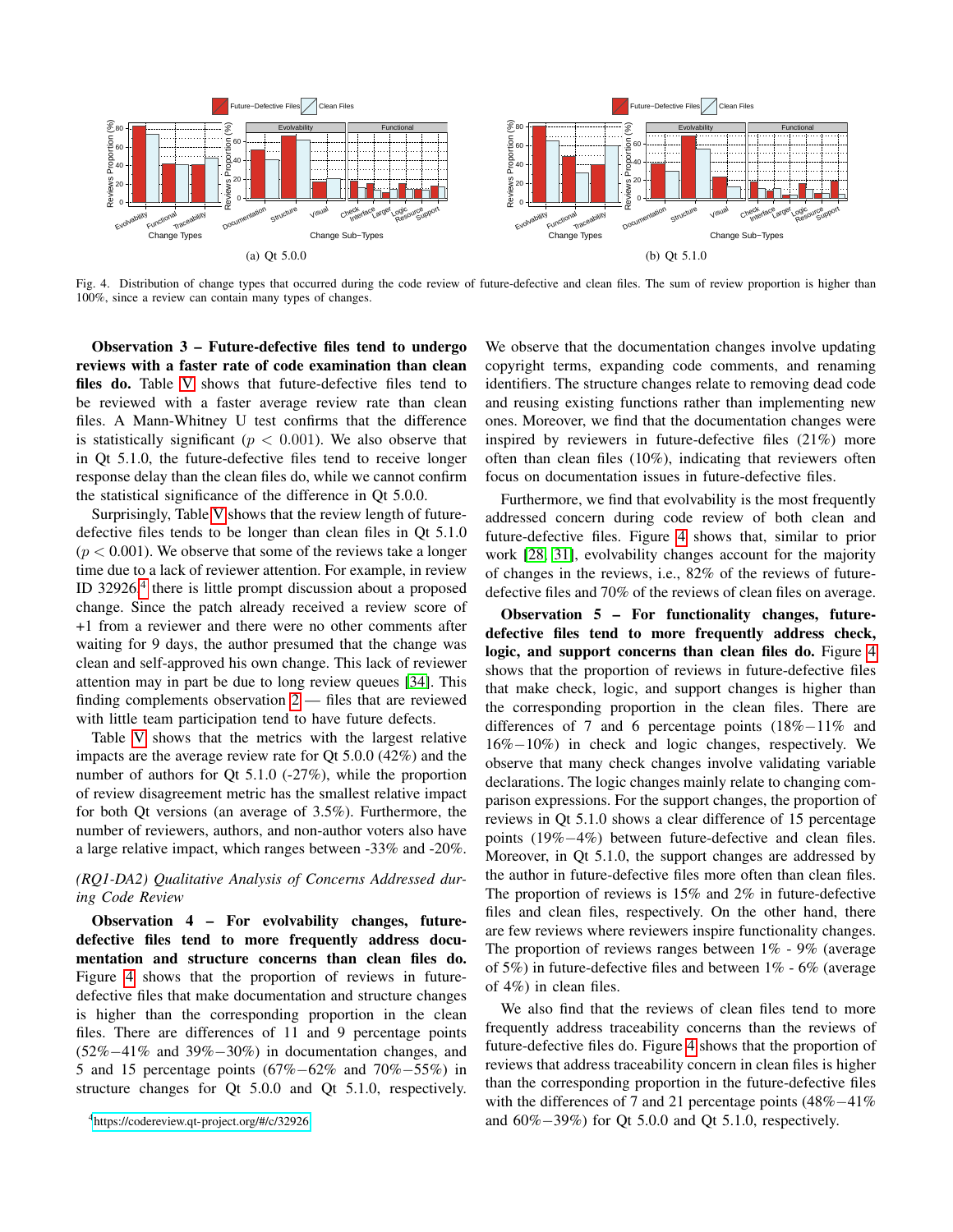Fig. 4. Distribution of change types that occurred during the code review of future-defective and clean files. The sum of review proportion is higher than 100%, since a review can contain many types of changes.

**Observation 3 – Future-defective files tend to undergo reviews with a faster rate of code examination than clean files do.** Table V shows that future-defective files tend to be reviewed with a faster average review rate than clean files. A Mann-Whitney U test confirms that the difference is statistically significant ($p < 0.001$). We also observe that in Qt 5.1.0, the future-defective files tend to receive longer response delay than the clean files do, while we cannot confirm the statistical significance of the difference in Qt 5.0.0.

Surprisingly, Table V shows that the review length of future-defective files tends to be longer than clean files in Qt 5.1.0 ($p < 0.001$). We observe that some of the reviews take a longer time due to a lack of reviewer attention. For example, in review ID 32926[4] there is little prompt discussion about a proposed change. Since the patch already received a review score of +1 from a reviewer and there were no other comments after waiting for 9 days, the author presumed that the change was clean and self-approved his own change. This lack of reviewer attention may in part be due to long review queues [34]. This finding complements observation 2 — files that are reviewed with little team participation tend to have future defects.

Table V shows that the metrics with the largest relative impacts are the average review rate for Qt 5.0.0 (42%) and the number of authors for Qt 5.1.0 (-27%), while the proportion of review disagreement metric has the smallest relative impact for both Qt versions (an average of 3.5%). Furthermore, the number of reviewers, authors, and non-author voters also have a large relative impact, which ranges between -33% and -20%.

*(RQ1-DA2) Qualitative Analysis of Concerns Addressed during Code Review*

**Observation 4 – For evolvability changes, future-defective files tend to more frequently address documentation and structure concerns than clean files do.** Figure 4 shows that the proportion of reviews in future-defective files that make documentation and structure changes is higher than the corresponding proportion in the clean files. There are differences of 11 and 9 percentage points (52%−41% and 39%−30%) in documentation changes, and 5 and 15 percentage points (67%−62% and 70%−55%) in structure changes for Qt 5.0.0 and Qt 5.1.0, respectively. We observe that the documentation changes involve updating copyright terms, expanding code comments, and renaming identifiers. The structure changes relate to removing dead code and reusing existing functions rather than implementing new ones. Moreover, we find that the documentation changes were inspired by reviewers in future-defective files (21%) more often than clean files (10%), indicating that reviewers often focus on documentation issues in future-defective files.

Furthermore, we find that evolvability is the most frequently addressed concern during code review of both clean and future-defective files. Figure 4 shows that, similar to prior work [28, 31], evolvability changes account for the majority of changes in the reviews, i.e., 82% of the reviews of future-defective files and 70% of the reviews of clean files on average.

**Observation 5 – For functionality changes, future-defective files tend to more frequently address check, logic, and support concerns than clean files do.** Figure 4 shows that the proportion of reviews in future-defective files that make check, logic, and support changes is higher than the corresponding proportion in the clean files. There are differences of 7 and 6 percentage points (18%−11% and 16%−10%) in check and logic changes, respectively. We observe that many check changes involve validating variable declarations. The logic changes mainly relate to changing comparison expressions. For the support changes, the proportion of reviews in Qt 5.1.0 shows a clear difference of 15 percentage points (19%−4%) between future-defective and clean files. Moreover, in Qt 5.1.0, the support changes are addressed by the author in future-defective files more often than clean files. The proportion of reviews is 15% and 2% in future-defective files and clean files, respectively. On the other hand, there are few reviews where reviewers inspire functionality changes. The proportion of reviews ranges between 1% - 9% (average of 5%) in future-defective files and between 1% - 6% (average of 4%) in clean files.

We also find that the reviews of clean files tend to more frequently address traceability concerns than the reviews of future-defective files do. Figure 4 shows that the proportion of reviews that address traceability concern in clean files is higher than the corresponding proportion in the future-defective files with the differences of 7 and 21 percentage points (48%−41% and 60%−39%) for Qt 5.0.0 and Qt 5.1.0, respectively.

[4] https://codereview.qt-project.org/#/c/32926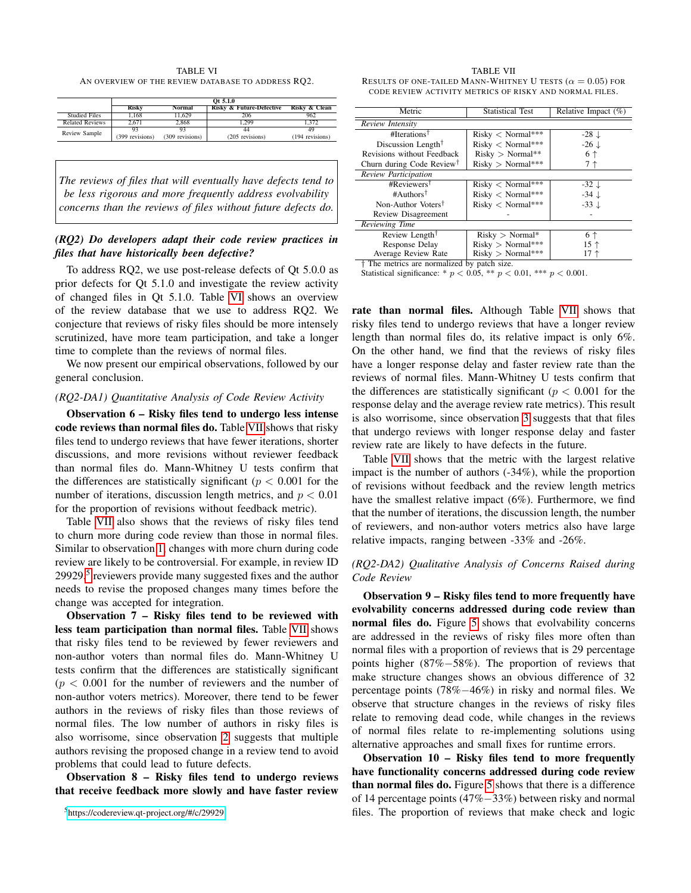TABLE VI

An overview of the review database to address RQ2.

| | Qt 5.1.0 | | | |
|---|---|---|---|---|
| | Risky | Normal | Risky & Future-Defective | Risky & Clean |
| Studied Files | 1,168 | 11,629 | 206 | 962 |
| Related Reviews | 2,671 | 2,868 | 1,299 | 1,372 |
| Review Sample | 93 (399 revisions) | 93 (309 revisions) | 44 (205 revisions) | 49 (194 revisions) |

*The reviews of files that will eventually have defects tend to be less rigorous and more frequently address evolvability concerns than the reviews of files without future defects do.*

### *(RQ2) Do developers adapt their code review practices in files that have historically been defective?*

To address RQ2, we use post-release defects of Qt 5.0.0 as prior defects for Qt 5.1.0 and investigate the review activity of changed files in Qt 5.1.0. Table VI shows an overview of the review database that we use to address RQ2. We conjecture that reviews of risky files should be more intensely scrutinized, have more team participation, and take a longer time to complete than the reviews of normal files.

We now present our empirical observations, followed by our general conclusion.

*(RQ2-DA1) Quantitative Analysis of Code Review Activity*

**Observation 6 – Risky files tend to undergo less intense code reviews than normal files do.** Table VII shows that risky files tend to undergo reviews that have fewer iterations, shorter discussions, and more revisions without reviewer feedback than normal files do. Mann-Whitney U tests confirm that the differences are statistically significant ($p < 0.001$ for the number of iterations, discussion length metrics, and $p < 0.01$ for the proportion of revisions without feedback metric).

Table VII also shows that the reviews of risky files tend to churn more during code review than those in normal files. Similar to observation 1, changes with more churn during code review are likely to be controversial. For example, in review ID 29929,[5] reviewers provide many suggested fixes and the author needs to revise the proposed changes many times before the change was accepted for integration.

**Observation 7 – Risky files tend to be reviewed with less team participation than normal files.** Table VII shows that risky files tend to be reviewed by fewer reviewers and non-author voters than normal files do. Mann-Whitney U tests confirm that the differences are statistically significant ($p < 0.001$ for the number of reviewers and the number of non-author voters metrics). Moreover, there tend to be fewer authors in the reviews of risky files than those reviews of normal files. The low number of authors in risky files is also worrisome, since observation 2 suggests that multiple authors revising the proposed change in a review tend to avoid problems that could lead to future defects.

**Observation 8 – Risky files tend to undergo reviews that receive feedback more slowly and have faster review rate than normal files.** Although Table VII shows that risky files tend to undergo reviews that have a longer review length than normal files do, its relative impact is only 6%. On the other hand, we find that the reviews of risky files have a longer response delay and faster review rate than the reviews of normal files. Mann-Whitney U tests confirm that the differences are statistically significant ($p < 0.001$ for the response delay and the average review rate metrics). This result is also worrisome, since observation 3 suggests that that files that undergo reviews with longer response delay and faster review rate are likely to have defects in the future.

TABLE VII

Results of one-tailed Mann-Whitney U tests ($\alpha = 0.05$) for code review activity metrics of risky and normal files.

| Metric | Statistical Test | Relative Impact (%) |
|---|---|---|
| *Review Intensity* | | |
| #Iterations† | Risky < Normal*** | -28 ↓ |
| Discussion Length† | Risky < Normal*** | -26 ↓ |
| Revisions without Feedback | Risky > Normal** | 6 ↑ |
| Churn during Code Review† | Risky > Normal*** | 7 ↑ |
| *Review Participation* | | |
| #Reviewers† | Risky < Normal*** | -32 ↓ |
| #Authors† | Risky < Normal*** | -34 ↓ |
| Non-Author Voters† | Risky < Normal*** | -33 ↓ |
| Review Disagreement | - | - |
| *Reviewing Time* | | |
| Review Length† | Risky > Normal* | 6 ↑ |
| Response Delay | Risky > Normal*** | 15 ↑ |
| Average Review Rate | Risky > Normal*** | 17 ↑ |

† The metrics are normalized by patch size.
Statistical significance: * $p < 0.05$, ** $p < 0.01$, *** $p < 0.001$.

Table VII shows that the metric with the largest relative impact is the number of authors (-34%), while the proportion of revisions without feedback and the review length metrics have the smallest relative impact (6%). Furthermore, we find that the number of iterations, the discussion length, the number of reviewers, and non-author voters metrics also have large relative impacts, ranging between -33% and -26%.

*(RQ2-DA2) Qualitative Analysis of Concerns Raised during Code Review*

**Observation 9 – Risky files tend to more frequently have evolvability concerns addressed during code review than normal files do.** Figure 5 shows that evolvability concerns are addressed in the reviews of risky files more often than normal files with a proportion of reviews that is 29 percentage points higher (87%−58%). The proportion of reviews that make structure changes shows an obvious difference of 32 percentage points (78%−46%) in risky and normal files. We observe that structure changes in the reviews of risky files relate to removing dead code, while changes in the reviews of normal files relate to re-implementing solutions using alternative approaches and small fixes for runtime errors.

**Observation 10 – Risky files tend to more frequently have functionality concerns addressed during code review than normal files do.** Figure 5 shows that there is a difference of 14 percentage points (47%−33%) between risky and normal files. The proportion of reviews that make check and logic

[5] https://codereview.qt-project.org/#/c/29929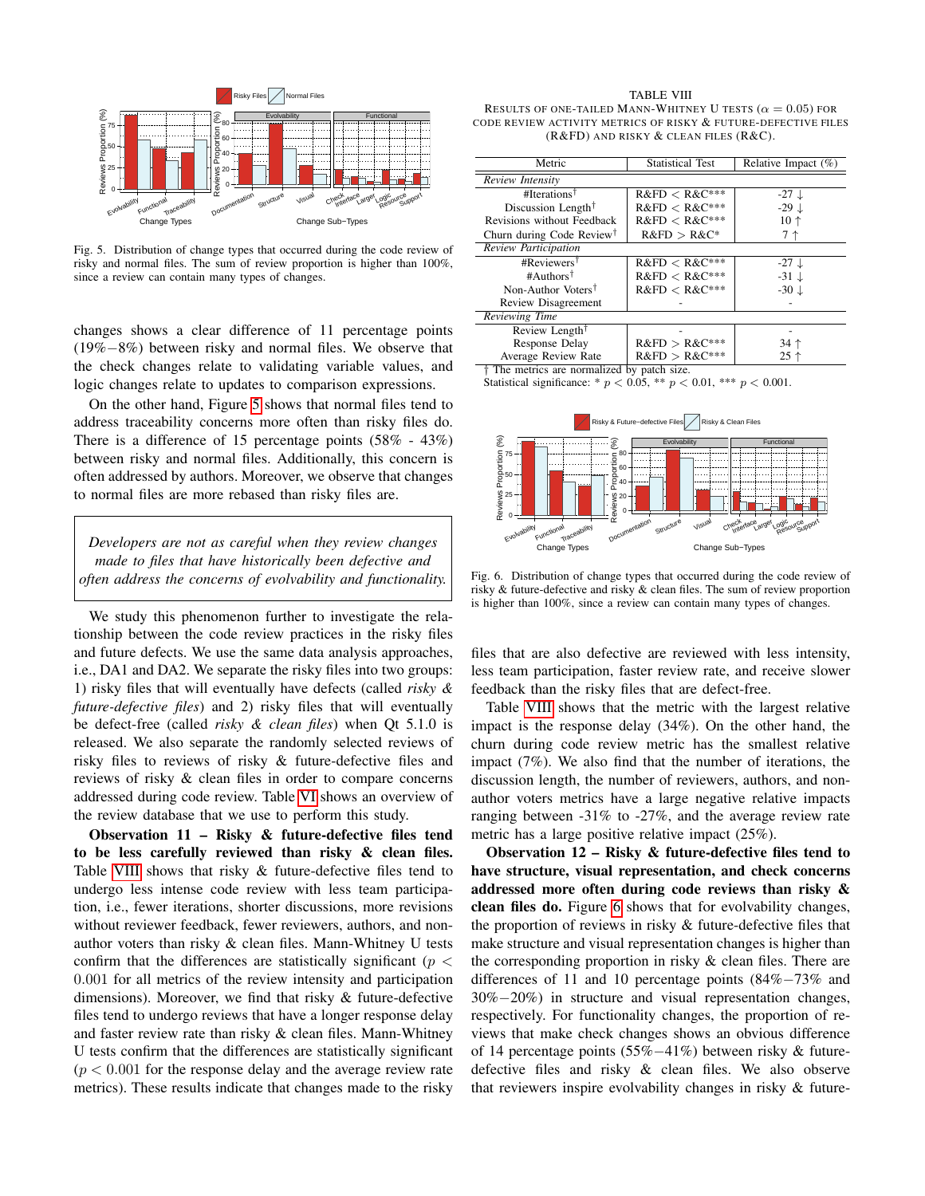Fig. 5. Distribution of change types that occurred during the code review of risky and normal files. The sum of review proportion is higher than 100%, since a review can contain many types of changes.

changes shows a clear difference of 11 percentage points (19%−8%) between risky and normal files. We observe that the check changes relate to validating variable values, and logic changes relate to updates to comparison expressions.

On the other hand, Figure 5 shows that normal files tend to address traceability concerns more often than risky files do. There is a difference of 15 percentage points (58% - 43%) between risky and normal files. Additionally, this concern is often addressed by authors. Moreover, we observe that changes to normal files are more rebased than risky files are.

> *Developers are not as careful when they review changes made to files that have historically been defective and often address the concerns of evolvability and functionality.*

We study this phenomenon further to investigate the relationship between the code review practices in the risky files and future defects. We use the same data analysis approaches, i.e., DA1 and DA2. We separate the risky files into two groups: 1) risky files that will eventually have defects (called *risky & future-defective files*) and 2) risky files that will eventually be defect-free (called *risky & clean files*) when Qt 5.1.0 is released. We also separate the randomly selected reviews of risky files to reviews of risky & future-defective files and reviews of risky & clean files in order to compare concerns addressed during code review. Table VI shows an overview of the review database that we use to perform this study.

**Observation 11 – Risky & future-defective files tend to be less carefully reviewed than risky & clean files.** Table VIII shows that risky & future-defective files tend to undergo less intense code review with less team participation, i.e., fewer iterations, shorter discussions, more revisions without reviewer feedback, fewer reviewers, authors, and non-author voters than risky & clean files. Mann-Whitney U tests confirm that the differences are statistically significant ($p < 0.001$ for all metrics of the review intensity and participation dimensions). Moreover, we find that risky & future-defective files tend to undergo reviews that have a longer response delay and faster review rate than risky & clean files. Mann-Whitney U tests confirm that the differences are statistically significant ($p < 0.001$ for the response delay and the average review rate metrics). These results indicate that changes made to the risky files that are also defective are reviewed with less intensity, less team participation, faster review rate, and receive slower feedback than the risky files that are defect-free.

TABLE VIII
RESULTS OF ONE-TAILED MANN-WHITNEY U TESTS ($\alpha = 0.05$) FOR CODE REVIEW ACTIVITY METRICS OF RISKY & FUTURE-DEFECTIVE FILES (R&FD) AND RISKY & CLEAN FILES (R&C).

| Metric | Statistical Test | Relative Impact (%) |
|---|---|---|
| *Review Intensity* | | |
| #Iterations† | R&FD < R&C*** | -27 ↓ |
| Discussion Length† | R&FD < R&C*** | -29 ↓ |
| Revisions without Feedback | R&FD < R&C*** | 10 ↑ |
| Churn during Code Review† | R&FD > R&C* | 7 ↑ |
| *Review Participation* | | |
| #Reviewers† | R&FD < R&C*** | -27 ↓ |
| #Authors† | R&FD < R&C*** | -31 ↓ |
| Non-Author Voters† | R&FD < R&C*** | -30 ↓ |
| Review Disagreement | - | - |
| *Reviewing Time* | | |
| Review Length† | - | - |
| Response Delay | R&FD > R&C*** | 34 ↑ |
| Average Review Rate | R&FD > R&C*** | 25 ↑ |

† The metrics are normalized by patch size.
Statistical significance: * $p < 0.05$, ** $p < 0.01$, *** $p < 0.001$.

Fig. 6. Distribution of change types that occurred during the code review of risky & future-defective and risky & clean files. The sum of review proportion is higher than 100%, since a review can contain many types of changes.

Table VIII shows that the metric with the largest relative impact is the response delay (34%). On the other hand, the churn during code review metric has the smallest relative impact (7%). We also find that the number of iterations, the discussion length, the number of reviewers, authors, and non-author voters metrics have a large negative relative impacts ranging between -31% to -27%, and the average review rate metric has a large positive relative impact (25%).

**Observation 12 – Risky & future-defective files tend to have structure, visual representation, and check concerns addressed more often during code reviews than risky & clean files do.** Figure 6 shows that for evolvability changes, the proportion of reviews in risky & future-defective files that make structure and visual representation changes is higher than the corresponding proportion in risky & clean files. There are differences of 11 and 10 percentage points (84%−73% and 30%−20%) in structure and visual representation changes, respectively. For functionality changes, the proportion of reviews that make check changes shows an obvious difference of 14 percentage points (55%−41%) between risky & future-defective files and risky & clean files. We also observe that reviewers inspire evolvability changes in risky & future-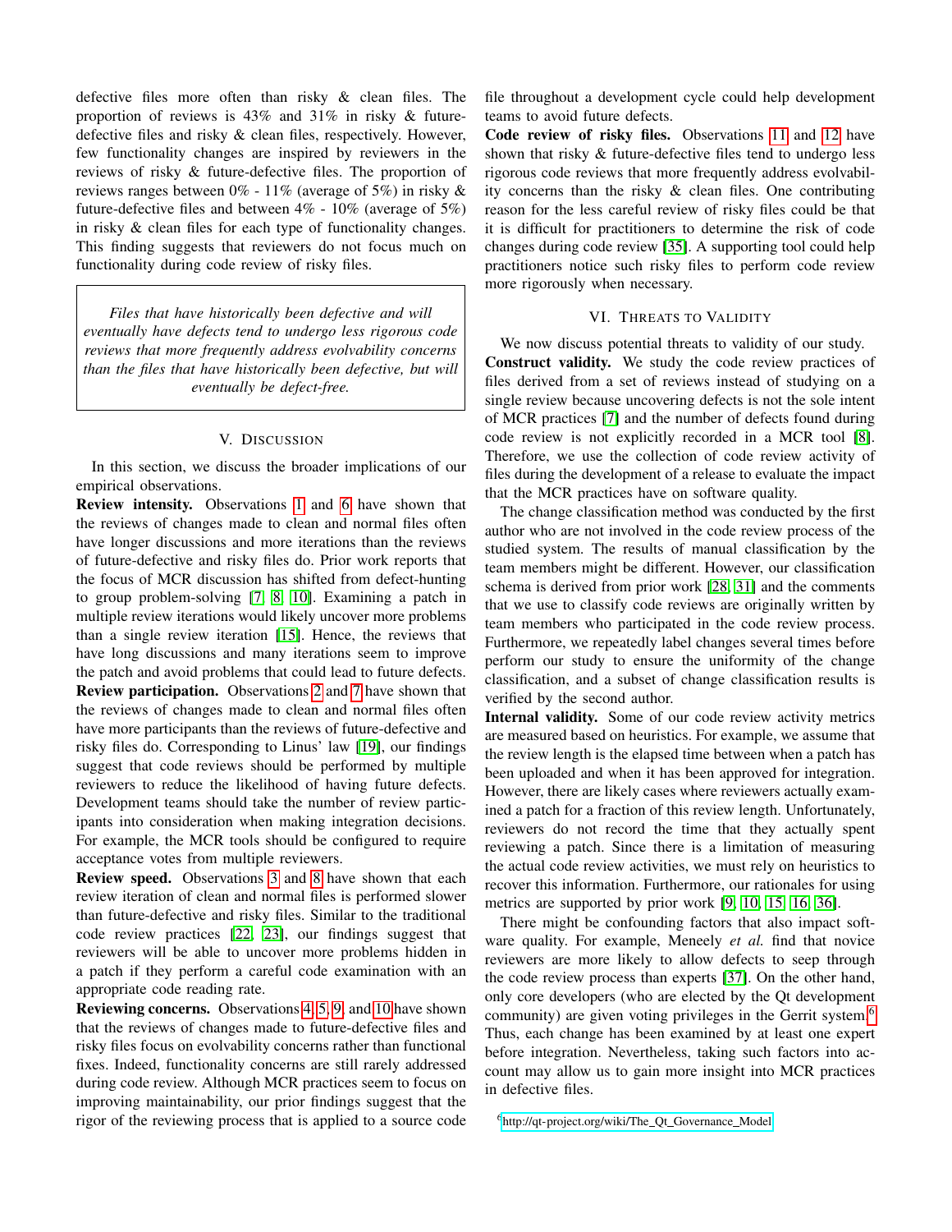defective files more often than risky & clean files. The proportion of reviews is 43% and 31% in risky & future-defective files and risky & clean files, respectively. However, few functionality changes are inspired by reviewers in the reviews of risky & future-defective files. The proportion of reviews ranges between 0% - 11% (average of 5%) in risky & future-defective files and between 4% - 10% (average of 5%) in risky & clean files for each type of functionality changes. This finding suggests that reviewers do not focus much on functionality during code review of risky files.

> *Files that have historically been defective and will eventually have defects tend to undergo less rigorous code reviews that more frequently address evolvability concerns than the files that have historically been defective, but will eventually be defect-free.*

## V. Discussion

In this section, we discuss the broader implications of our empirical observations.

**Review intensity.** Observations 1 and 6 have shown that the reviews of changes made to clean and normal files often have longer discussions and more iterations than the reviews of future-defective and risky files do. Prior work reports that the focus of MCR discussion has shifted from defect-hunting to group problem-solving [7], [8], [10]. Examining a patch in multiple review iterations would likely uncover more problems than a single review iteration [15]. Hence, the reviews that have long discussions and many iterations seem to improve the patch and avoid problems that could lead to future defects.

**Review participation.** Observations 2 and 7 have shown that the reviews of changes made to clean and normal files often have more participants than the reviews of future-defective and risky files do. Corresponding to Linus' law [19], our findings suggest that code reviews should be performed by multiple reviewers to reduce the likelihood of having future defects. Development teams should take the number of review participants into consideration when making integration decisions. For example, the MCR tools should be configured to require acceptance votes from multiple reviewers.

**Review speed.** Observations 3 and 8 have shown that each review iteration of clean and normal files is performed slower than future-defective and risky files. Similar to the traditional code review practices [22], [23], our findings suggest that reviewers will be able to uncover more problems hidden in a patch if they perform a careful code examination with an appropriate code reading rate.

**Reviewing concerns.** Observations 4, 5, 9, and 10 have shown that the reviews of changes made to future-defective files and risky files focus on evolvability concerns rather than functional fixes. Indeed, functionality concerns are still rarely addressed during code review. Although MCR practices seem to focus on improving maintainability, our prior findings suggest that the rigor of the reviewing process that is applied to a source code file throughout a development cycle could help development teams to avoid future defects.

**Code review of risky files.** Observations 11 and 12 have shown that risky & future-defective files tend to undergo less rigorous code reviews that more frequently address evolvability concerns than the risky & clean files. One contributing reason for the less careful review of risky files could be that it is difficult for practitioners to determine the risk of code changes during code review [35]. A supporting tool could help practitioners notice such risky files to perform code review more rigorously when necessary.

## VI. Threats to Validity

We now discuss potential threats to validity of our study.

**Construct validity.** We study the code review practices of files derived from a set of reviews instead of studying on a single review because uncovering defects is not the sole intent of MCR practices [7] and the number of defects found during code review is not explicitly recorded in a MCR tool [8]. Therefore, we use the collection of code review activity of files during the development of a release to evaluate the impact that the MCR practices have on software quality.

The change classification method was conducted by the first author who are not involved in the code review process of the studied system. The results of manual classification by the team members might be different. However, our classification schema is derived from prior work [28], [31] and the comments that we use to classify code reviews are originally written by team members who participated in the code review process. Furthermore, we repeatedly label changes several times before perform our study to ensure the uniformity of the change classification, and a subset of change classification results is verified by the second author.

**Internal validity.** Some of our code review activity metrics are measured based on heuristics. For example, we assume that the review length is the elapsed time between when a patch has been uploaded and when it has been approved for integration. However, there are likely cases where reviewers actually examined a patch for a fraction of this review length. Unfortunately, reviewers do not record the time that they actually spent reviewing a patch. Since there is a limitation of measuring the actual code review activities, we must rely on heuristics to recover this information. Furthermore, our rationales for using metrics are supported by prior work [9], [10], [15], [16], [36].

There might be confounding factors that also impact software quality. For example, Meneely *et al.* find that novice reviewers are more likely to allow defects to seep through the code review process than experts [37]. On the other hand, only core developers (who are elected by the Qt development community) are given voting privileges in the Gerrit system.[6] Thus, each change has been examined by at least one expert before integration. Nevertheless, taking such factors into account may allow us to gain more insight into MCR practices in defective files.

[6] http://qt-project.org/wiki/The_Qt_Governance_Model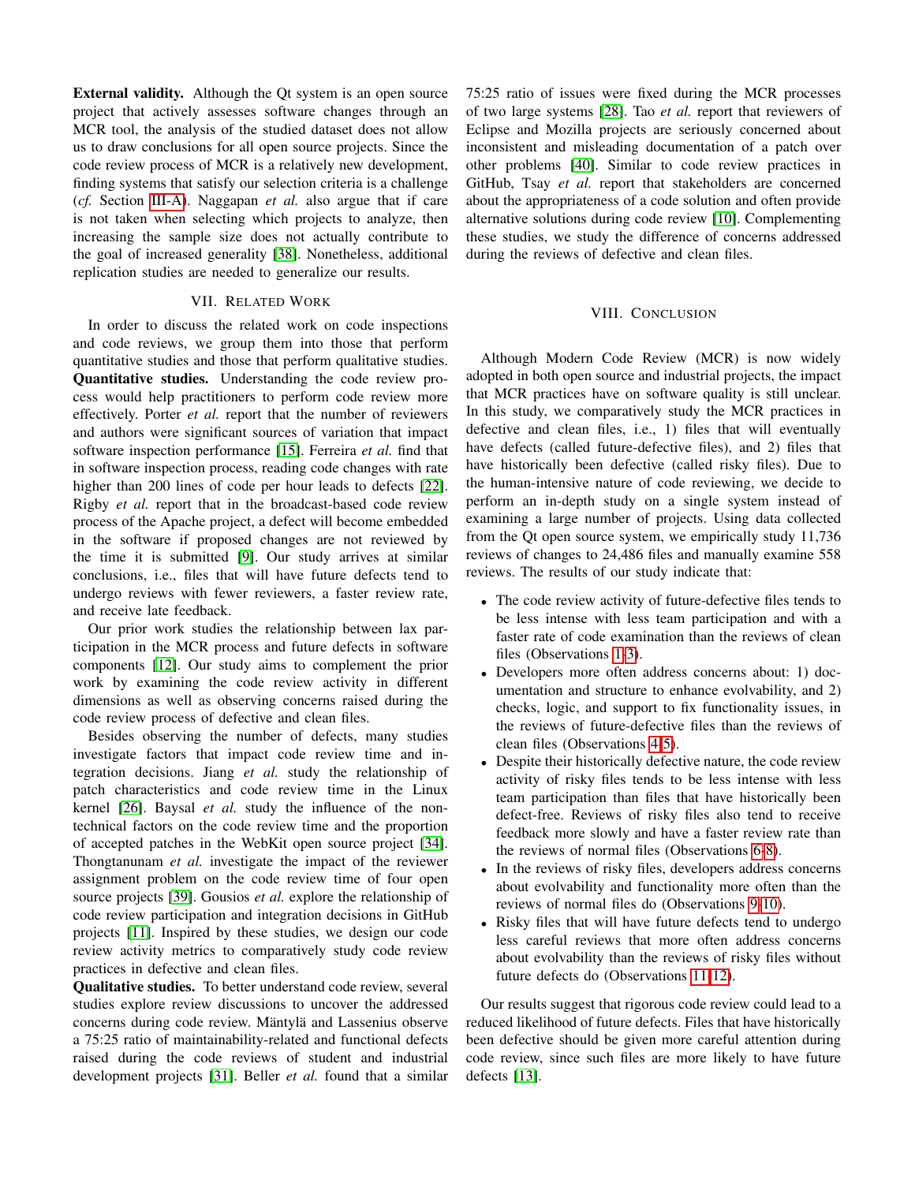**External validity.** Although the Qt system is an open source project that actively assesses software changes through an MCR tool, the analysis of the studied dataset does not allow us to draw conclusions for all open source projects. Since the code review process of MCR is a relatively new development, finding systems that satisfy our selection criteria is a challenge (*cf.* Section III-A). Naggapan *et al.* also argue that if care is not taken when selecting which projects to analyze, then increasing the sample size does not actually contribute to the goal of increased generality [38]. Nonetheless, additional replication studies are needed to generalize our results.

## VII. Related Work

In order to discuss the related work on code inspections and code reviews, we group them into those that perform quantitative studies and those that perform qualitative studies.

**Quantitative studies.** Understanding the code review process would help practitioners to perform code review more effectively. Porter *et al.* report that the number of reviewers and authors were significant sources of variation that impact software inspection performance [15]. Ferreira *et al.* find that in software inspection process, reading code changes with rate higher than 200 lines of code per hour leads to defects [22]. Rigby *et al.* report that in the broadcast-based code review process of the Apache project, a defect will become embedded in the software if proposed changes are not reviewed by the time it is submitted [9]. Our study arrives at similar conclusions, i.e., files that will have future defects tend to undergo reviews with fewer reviewers, a faster review rate, and receive late feedback.

Our prior work studies the relationship between lax participation in the MCR process and future defects in software components [12]. Our study aims to complement the prior work by examining the code review activity in different dimensions as well as observing concerns raised during the code review process of defective and clean files.

Besides observing the number of defects, many studies investigate factors that impact code review time and integration decisions. Jiang *et al.* study the relationship of patch characteristics and code review time in the Linux kernel [26]. Baysal *et al.* study the influence of the non-technical factors on the code review time and the proportion of accepted patches in the WebKit open source project [34]. Thongtanunam *et al.* investigate the impact of the reviewer assignment problem on the code review time of four open source projects [39]. Gousios *et al.* explore the relationship of code review participation and integration decisions in GitHub projects [11]. Inspired by these studies, we design our code review activity metrics to comparatively study code review practices in defective and clean files.

**Qualitative studies.** To better understand code review, several studies explore review discussions to uncover the addressed concerns during code review. Mäntylä and Lassenius observe a 75:25 ratio of maintainability-related and functional defects raised during the code reviews of student and industrial development projects [31]. Beller *et al.* found that a similar 75:25 ratio of issues were fixed during the MCR processes of two large systems [28]. Tao *et al.* report that reviewers of Eclipse and Mozilla projects are seriously concerned about inconsistent and misleading documentation of a patch over other problems [40]. Similar to code review practices in GitHub, Tsay *et al.* report that stakeholders are concerned about the appropriateness of a code solution and often provide alternative solutions during code review [10]. Complementing these studies, we study the difference of concerns addressed during the reviews of defective and clean files.

## VIII. Conclusion

Although Modern Code Review (MCR) is now widely adopted in both open source and industrial projects, the impact that MCR practices have on software quality is still unclear. In this study, we comparatively study the MCR practices in defective and clean files, i.e., 1) files that will eventually have defects (called future-defective files), and 2) files that have historically been defective (called risky files). Due to the human-intensive nature of code reviewing, we decide to perform an in-depth study on a single system instead of examining a large number of projects. Using data collected from the Qt open source system, we empirically study 11,736 reviews of changes to 24,486 files and manually examine 558 reviews. The results of our study indicate that:

- The code review activity of future-defective files tends to be less intense with less team participation and with a faster rate of code examination than the reviews of clean files (Observations 1-3).
- Developers more often address concerns about: 1) documentation and structure to enhance evolvability, and 2) checks, logic, and support to fix functionality issues, in the reviews of future-defective files than the reviews of clean files (Observations 4-5).
- Despite their historically defective nature, the code review activity of risky files tends to be less intense with less team participation than files that have historically been defect-free. Reviews of risky files also tend to receive feedback more slowly and have a faster review rate than the reviews of normal files (Observations 6-8).
- In the reviews of risky files, developers address concerns about evolvability and functionality more often than the reviews of normal files do (Observations 9-10).
- Risky files that will have future defects tend to undergo less careful reviews that more often address concerns about evolvability than the reviews of risky files without future defects do (Observations 11-12).

Our results suggest that rigorous code review could lead to a reduced likelihood of future defects. Files that have historically been defective should be given more careful attention during code review, since such files are more likely to have future defects [13].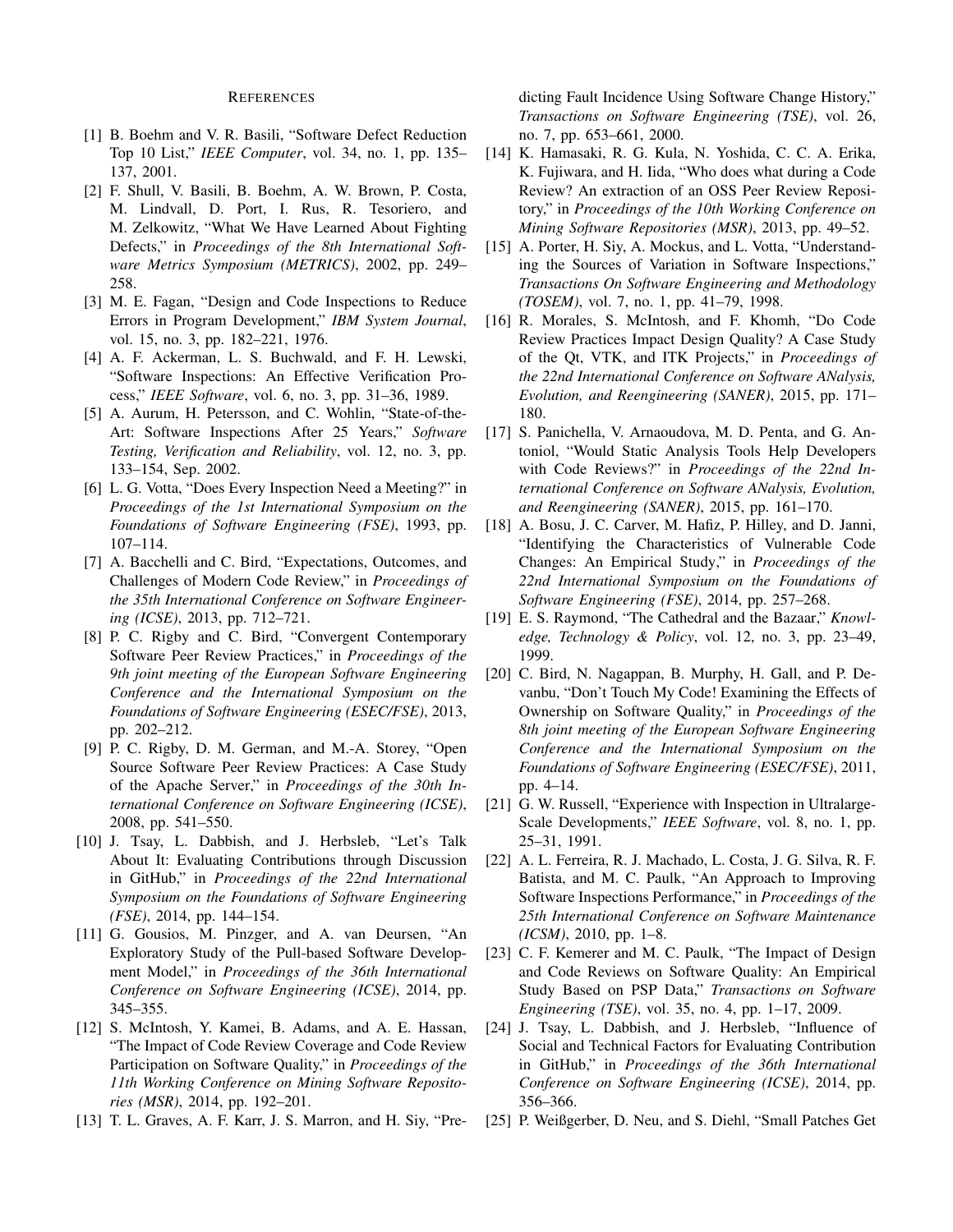# References

[1] B. Boehm and V. R. Basili, "Software Defect Reduction Top 10 List," *IEEE Computer*, vol. 34, no. 1, pp. 135–137, 2001.

[2] F. Shull, V. Basili, B. Boehm, A. W. Brown, P. Costa, M. Lindvall, D. Port, I. Rus, R. Tesoriero, and M. Zelkowitz, "What We Have Learned About Fighting Defects," in *Proceedings of the 8th International Software Metrics Symposium (METRICS)*, 2002, pp. 249–258.

[3] M. E. Fagan, "Design and Code Inspections to Reduce Errors in Program Development," *IBM System Journal*, vol. 15, no. 3, pp. 182–221, 1976.

[4] A. F. Ackerman, L. S. Buchwald, and F. H. Lewski, "Software Inspections: An Effective Verification Process," *IEEE Software*, vol. 6, no. 3, pp. 31–36, 1989.

[5] A. Aurum, H. Petersson, and C. Wohlin, "State-of-the-Art: Software Inspections After 25 Years," *Software Testing, Verification and Reliability*, vol. 12, no. 3, pp. 133–154, Sep. 2002.

[6] L. G. Votta, "Does Every Inspection Need a Meeting?" in *Proceedings of the 1st International Symposium on the Foundations of Software Engineering (FSE)*, 1993, pp. 107–114.

[7] A. Bacchelli and C. Bird, "Expectations, Outcomes, and Challenges of Modern Code Review," in *Proceedings of the 35th International Conference on Software Engineering (ICSE)*, 2013, pp. 712–721.

[8] P. C. Rigby and C. Bird, "Convergent Contemporary Software Peer Review Practices," in *Proceedings of the 9th joint meeting of the European Software Engineering Conference and the International Symposium on the Foundations of Software Engineering (ESEC/FSE)*, 2013, pp. 202–212.

[9] P. C. Rigby, D. M. German, and M.-A. Storey, "Open Source Software Peer Review Practices: A Case Study of the Apache Server," in *Proceedings of the 30th International Conference on Software Engineering (ICSE)*, 2008, pp. 541–550.

[10] J. Tsay, L. Dabbish, and J. Herbsleb, "Let's Talk About It: Evaluating Contributions through Discussion in GitHub," in *Proceedings of the 22nd International Symposium on the Foundations of Software Engineering (FSE)*, 2014, pp. 144–154.

[11] G. Gousios, M. Pinzger, and A. van Deursen, "An Exploratory Study of the Pull-based Software Development Model," in *Proceedings of the 36th International Conference on Software Engineering (ICSE)*, 2014, pp. 345–355.

[12] S. McIntosh, Y. Kamei, B. Adams, and A. E. Hassan, "The Impact of Code Review Coverage and Code Review Participation on Software Quality," in *Proceedings of the 11th Working Conference on Mining Software Repositories (MSR)*, 2014, pp. 192–201.

[13] T. L. Graves, A. F. Karr, J. S. Marron, and H. Siy, "Predicting Fault Incidence Using Software Change History," *Transactions on Software Engineering (TSE)*, vol. 26, no. 7, pp. 653–661, 2000.

[14] K. Hamasaki, R. G. Kula, N. Yoshida, C. C. A. Erika, K. Fujiwara, and H. Iida, "Who does what during a Code Review? An extraction of an OSS Peer Review Repository," in *Proceedings of the 10th Working Conference on Mining Software Repositories (MSR)*, 2013, pp. 49–52.

[15] A. Porter, H. Siy, A. Mockus, and L. Votta, "Understanding the Sources of Variation in Software Inspections," *Transactions On Software Engineering and Methodology (TOSEM)*, vol. 7, no. 1, pp. 41–79, 1998.

[16] R. Morales, S. McIntosh, and F. Khomh, "Do Code Review Practices Impact Design Quality? A Case Study of the Qt, VTK, and ITK Projects," in *Proceedings of the 22nd International Conference on Software ANalysis, Evolution, and Reengineering (SANER)*, 2015, pp. 171–180.

[17] S. Panichella, V. Arnaoudova, M. D. Penta, and G. Antoniol, "Would Static Analysis Tools Help Developers with Code Reviews?" in *Proceedings of the 22nd International Conference on Software ANalysis, Evolution, and Reengineering (SANER)*, 2015, pp. 161–170.

[18] A. Bosu, J. C. Carver, M. Hafiz, P. Hilley, and D. Janni, "Identifying the Characteristics of Vulnerable Code Changes: An Empirical Study," in *Proceedings of the 22nd International Symposium on the Foundations of Software Engineering (FSE)*, 2014, pp. 257–268.

[19] E. S. Raymond, "The Cathedral and the Bazaar," *Knowledge, Technology & Policy*, vol. 12, no. 3, pp. 23–49, 1999.

[20] C. Bird, N. Nagappan, B. Murphy, H. Gall, and P. Devanbu, "Don't Touch My Code! Examining the Effects of Ownership on Software Quality," in *Proceedings of the 8th joint meeting of the European Software Engineering Conference and the International Symposium on the Foundations of Software Engineering (ESEC/FSE)*, 2011, pp. 4–14.

[21] G. W. Russell, "Experience with Inspection in Ultralarge-Scale Developments," *IEEE Software*, vol. 8, no. 1, pp. 25–31, 1991.

[22] A. L. Ferreira, R. J. Machado, L. Costa, J. G. Silva, R. F. Batista, and M. C. Paulk, "An Approach to Improving Software Inspections Performance," in *Proceedings of the 25th International Conference on Software Maintenance (ICSM)*, 2010, pp. 1–8.

[23] C. F. Kemerer and M. C. Paulk, "The Impact of Design and Code Reviews on Software Quality: An Empirical Study Based on PSP Data," *Transactions on Software Engineering (TSE)*, vol. 35, no. 4, pp. 1–17, 2009.

[24] J. Tsay, L. Dabbish, and J. Herbsleb, "Influence of Social and Technical Factors for Evaluating Contribution in GitHub," in *Proceedings of the 36th International Conference on Software Engineering (ICSE)*, 2014, pp. 356–366.

[25] P. Weißgerber, D. Neu, and S. Diehl, "Small Patches Get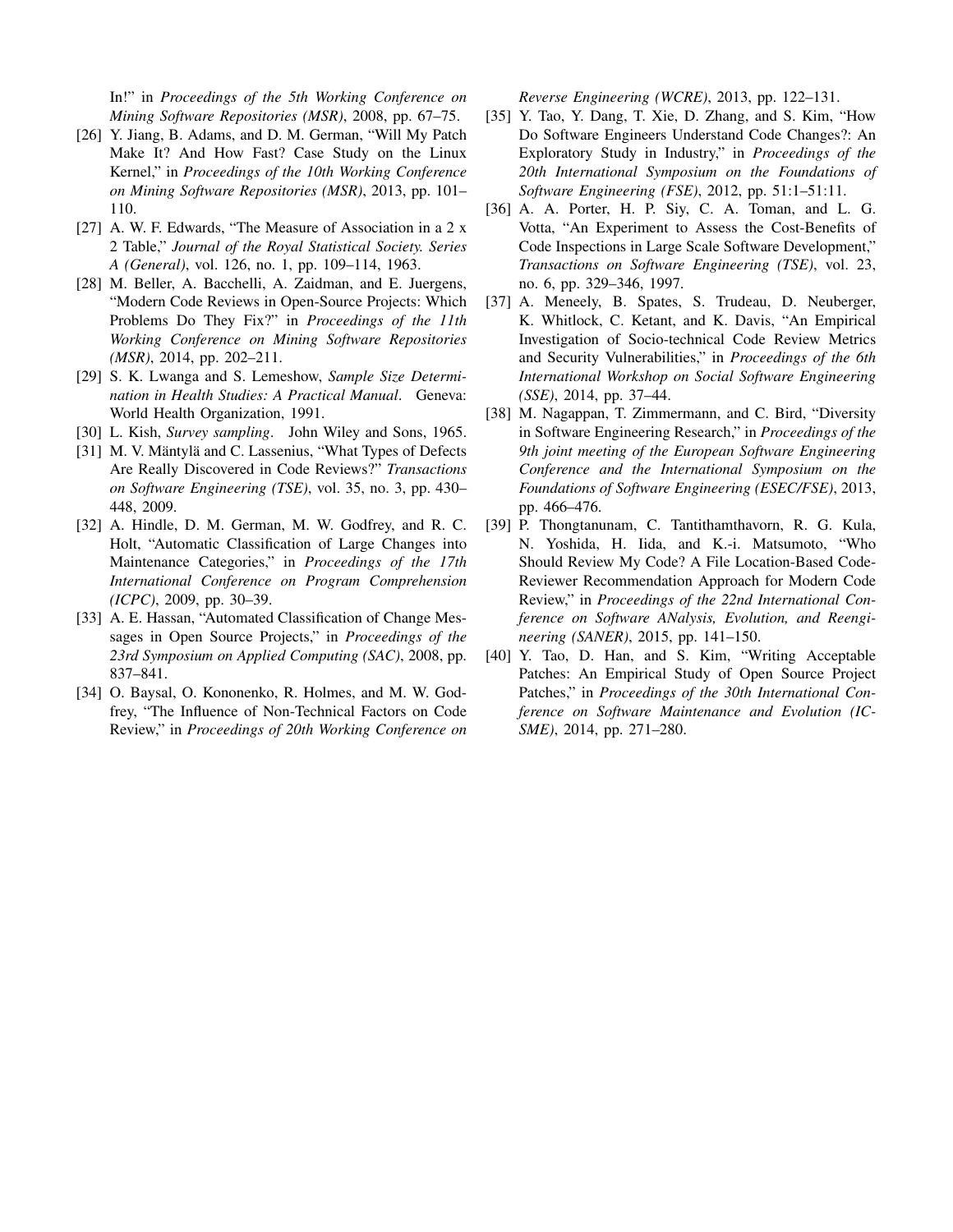In!" in *Proceedings of the 5th Working Conference on Mining Software Repositories (MSR)*, 2008, pp. 67–75.

[26] Y. Jiang, B. Adams, and D. M. German, "Will My Patch Make It? And How Fast? Case Study on the Linux Kernel," in *Proceedings of the 10th Working Conference on Mining Software Repositories (MSR)*, 2013, pp. 101–110.

[27] A. W. F. Edwards, "The Measure of Association in a 2 x 2 Table," *Journal of the Royal Statistical Society. Series A (General)*, vol. 126, no. 1, pp. 109–114, 1963.

[28] M. Beller, A. Bacchelli, A. Zaidman, and E. Juergens, "Modern Code Reviews in Open-Source Projects: Which Problems Do They Fix?" in *Proceedings of the 11th Working Conference on Mining Software Repositories (MSR)*, 2014, pp. 202–211.

[29] S. K. Lwanga and S. Lemeshow, *Sample Size Determination in Health Studies: A Practical Manual*. Geneva: World Health Organization, 1991.

[30] L. Kish, *Survey sampling*. John Wiley and Sons, 1965.

[31] M. V. Mäntylä and C. Lassenius, "What Types of Defects Are Really Discovered in Code Reviews?" *Transactions on Software Engineering (TSE)*, vol. 35, no. 3, pp. 430–448, 2009.

[32] A. Hindle, D. M. German, M. W. Godfrey, and R. C. Holt, "Automatic Classification of Large Changes into Maintenance Categories," in *Proceedings of the 17th International Conference on Program Comprehension (ICPC)*, 2009, pp. 30–39.

[33] A. E. Hassan, "Automated Classification of Change Messages in Open Source Projects," in *Proceedings of the 23rd Symposium on Applied Computing (SAC)*, 2008, pp. 837–841.

[34] O. Baysal, O. Kononenko, R. Holmes, and M. W. Godfrey, "The Influence of Non-Technical Factors on Code Review," in *Proceedings of 20th Working Conference on Reverse Engineering (WCRE)*, 2013, pp. 122–131.

[35] Y. Tao, Y. Dang, T. Xie, D. Zhang, and S. Kim, "How Do Software Engineers Understand Code Changes?: An Exploratory Study in Industry," in *Proceedings of the 20th International Symposium on the Foundations of Software Engineering (FSE)*, 2012, pp. 51:1–51:11.

[36] A. A. Porter, H. P. Siy, C. A. Toman, and L. G. Votta, "An Experiment to Assess the Cost-Benefits of Code Inspections in Large Scale Software Development," *Transactions on Software Engineering (TSE)*, vol. 23, no. 6, pp. 329–346, 1997.

[37] A. Meneely, B. Spates, S. Trudeau, D. Neuberger, K. Whitlock, C. Ketant, and K. Davis, "An Empirical Investigation of Socio-technical Code Review Metrics and Security Vulnerabilities," in *Proceedings of the 6th International Workshop on Social Software Engineering (SSE)*, 2014, pp. 37–44.

[38] M. Nagappan, T. Zimmermann, and C. Bird, "Diversity in Software Engineering Research," in *Proceedings of the 9th joint meeting of the European Software Engineering Conference and the International Symposium on the Foundations of Software Engineering (ESEC/FSE)*, 2013, pp. 466–476.

[39] P. Thongtanunam, C. Tantithamthavorn, R. G. Kula, N. Yoshida, H. Iida, and K.-i. Matsumoto, "Who Should Review My Code? A File Location-Based Code-Reviewer Recommendation Approach for Modern Code Review," in *Proceedings of the 22nd International Conference on Software ANalysis, Evolution, and Reengineering (SANER)*, 2015, pp. 141–150.

[40] Y. Tao, D. Han, and S. Kim, "Writing Acceptable Patches: An Empirical Study of Open Source Project Patches," in *Proceedings of the 30th International Conference on Software Maintenance and Evolution (ICSME)*, 2014, pp. 271–280.